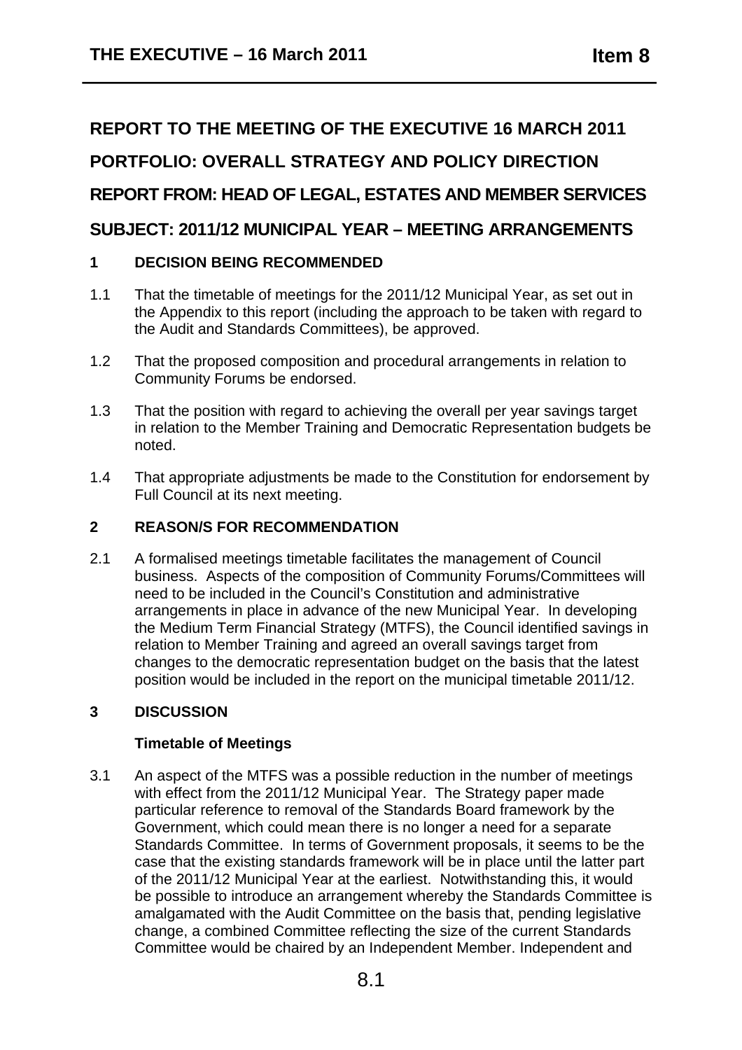# REPORT TO THE MEETING OF THE EXECUTIVE 16 MARCH 2011

## PORTFOLIO: OVERALL STRATEGY AND POLICY DIRECTION

## REPORT FROM: HEAD OF LEGAL, ESTATES AND MEMBER SERVICES

## SUBJECT: 2011/12 MUNICIPAL YEAR – MEETING ARRANGEMENTS

### 1 DECISION BEING RECOMMENDED

1.1 That the timetable of meetings for the 2011/12 Municipal Year, as set out in the Appendix to this report (including the approach to be taken with regard to the Audit and Standards Committees), be approved.

1.2 That the proposed composition and procedural arrangements in relation to Community Forums be endorsed.

1.3 That the position with regard to achieving the overall per year savings target in relation to the Member Training and Democratic Representation budgets be noted.

1.4 That appropriate adjustments be made to the Constitution for endorsement by Full Council at its next meeting.

### 2 REASON/S FOR RECOMMENDATION

2.1 A formalised meetings timetable facilitates the management of Council business. Aspects of the composition of Community Forums/Committees will need to be included in the Council's Constitution and administrative arrangements in place in advance of the new Municipal Year. In developing the Medium Term Financial Strategy (MTFS), the Council identified savings in relation to Member Training and agreed an overall savings target from changes to the democratic representation budget on the basis that the latest position would be included in the report on the municipal timetable 2011/12.

### 3 DISCUSSION

**Timetable of Meetings**

3.1 An aspect of the MTFS was a possible reduction in the number of meetings with effect from the 2011/12 Municipal Year. The Strategy paper made particular reference to removal of the Standards Board framework by the Government, which could mean there is no longer a need for a separate Standards Committee. In terms of Government proposals, it seems to be the case that the existing standards framework will be in place until the latter part of the 2011/12 Municipal Year at the earliest. Notwithstanding this, it would be possible to introduce an arrangement whereby the Standards Committee is amalgamated with the Audit Committee on the basis that, pending legislative change, a combined Committee reflecting the size of the current Standards Committee would be chaired by an Independent Member. Independent and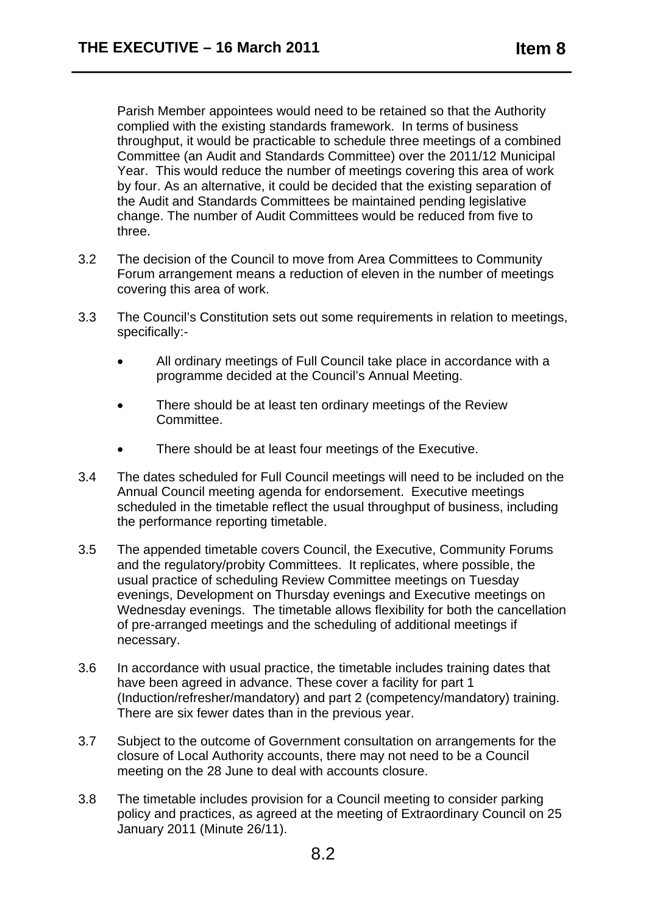Parish Member appointees would need to be retained so that the Authority complied with the existing standards framework. In terms of business throughput, it would be practicable to schedule three meetings of a combined Committee (an Audit and Standards Committee) over the 2011/12 Municipal Year. This would reduce the number of meetings covering this area of work by four. As an alternative, it could be decided that the existing separation of the Audit and Standards Committees be maintained pending legislative change. The number of Audit Committees would be reduced from five to three.

3.2 The decision of the Council to move from Area Committees to Community Forum arrangement means a reduction of eleven in the number of meetings covering this area of work.

3.3 The Council's Constitution sets out some requirements in relation to meetings, specifically:-

- All ordinary meetings of Full Council take place in accordance with a programme decided at the Council's Annual Meeting.
- There should be at least ten ordinary meetings of the Review Committee.
- There should be at least four meetings of the Executive.

3.4 The dates scheduled for Full Council meetings will need to be included on the Annual Council meeting agenda for endorsement. Executive meetings scheduled in the timetable reflect the usual throughput of business, including the performance reporting timetable.

3.5 The appended timetable covers Council, the Executive, Community Forums and the regulatory/probity Committees. It replicates, where possible, the usual practice of scheduling Review Committee meetings on Tuesday evenings, Development on Thursday evenings and Executive meetings on Wednesday evenings. The timetable allows flexibility for both the cancellation of pre-arranged meetings and the scheduling of additional meetings if necessary.

3.6 In accordance with usual practice, the timetable includes training dates that have been agreed in advance. These cover a facility for part 1 (Induction/refresher/mandatory) and part 2 (competency/mandatory) training. There are six fewer dates than in the previous year.

3.7 Subject to the outcome of Government consultation on arrangements for the closure of Local Authority accounts, there may not need to be a Council meeting on the 28 June to deal with accounts closure.

3.8 The timetable includes provision for a Council meeting to consider parking policy and practices, as agreed at the meeting of Extraordinary Council on 25 January 2011 (Minute 26/11).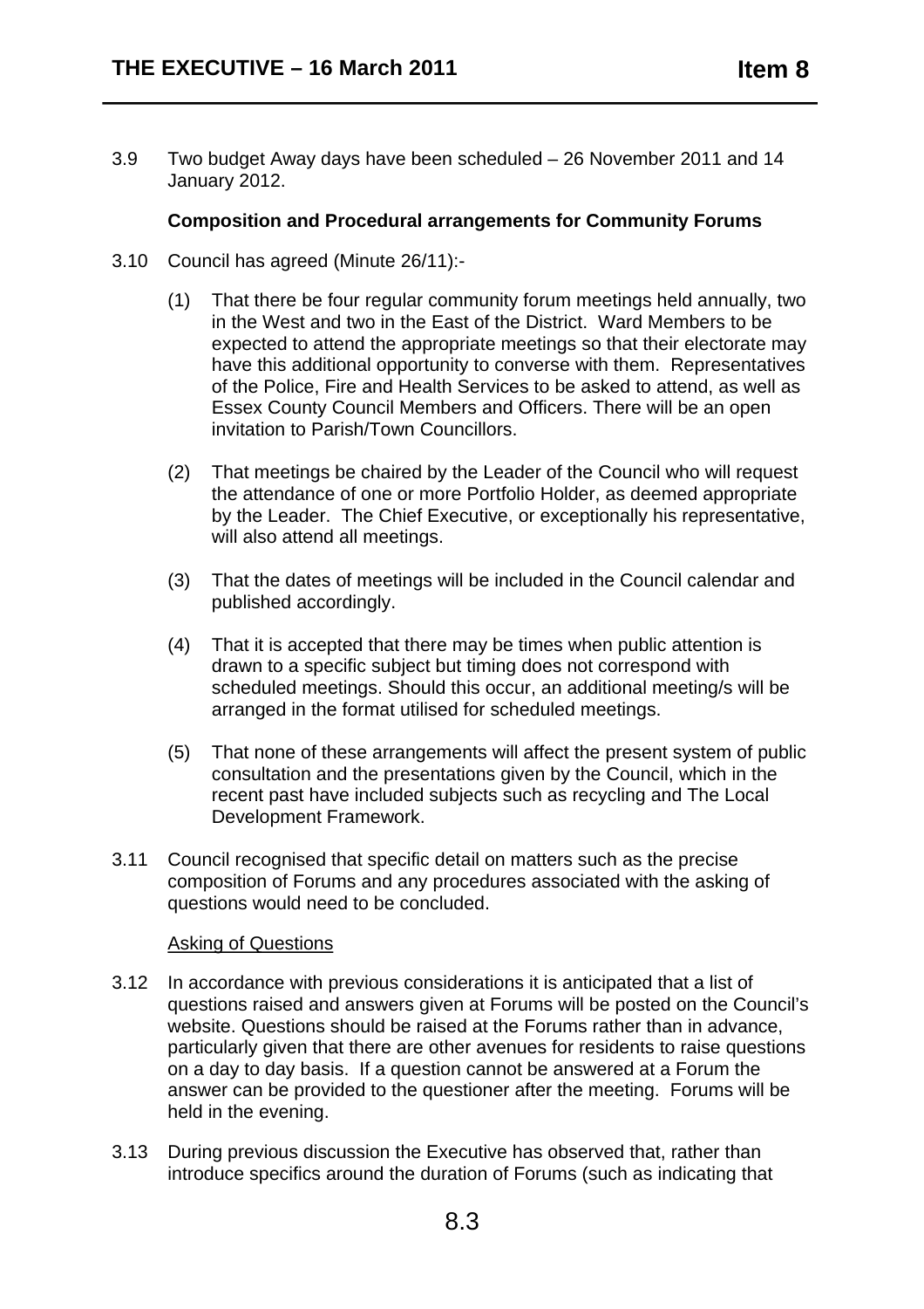3.9 Two budget Away days have been scheduled – 26 November 2011 and 14 January 2012.

**Composition and Procedural arrangements for Community Forums**

3.10 Council has agreed (Minute 26/11):-

(1) That there be four regular community forum meetings held annually, two in the West and two in the East of the District. Ward Members to be expected to attend the appropriate meetings so that their electorate may have this additional opportunity to converse with them. Representatives of the Police, Fire and Health Services to be asked to attend, as well as Essex County Council Members and Officers. There will be an open invitation to Parish/Town Councillors.

(2) That meetings be chaired by the Leader of the Council who will request the attendance of one or more Portfolio Holder, as deemed appropriate by the Leader. The Chief Executive, or exceptionally his representative, will also attend all meetings.

(3) That the dates of meetings will be included in the Council calendar and published accordingly.

(4) That it is accepted that there may be times when public attention is drawn to a specific subject but timing does not correspond with scheduled meetings. Should this occur, an additional meeting/s will be arranged in the format utilised for scheduled meetings.

(5) That none of these arrangements will affect the present system of public consultation and the presentations given by the Council, which in the recent past have included subjects such as recycling and The Local Development Framework.

3.11 Council recognised that specific detail on matters such as the precise composition of Forums and any procedures associated with the asking of questions would need to be concluded.

Asking of Questions

3.12 In accordance with previous considerations it is anticipated that a list of questions raised and answers given at Forums will be posted on the Council's website. Questions should be raised at the Forums rather than in advance, particularly given that there are other avenues for residents to raise questions on a day to day basis. If a question cannot be answered at a Forum the answer can be provided to the questioner after the meeting. Forums will be held in the evening.

3.13 During previous discussion the Executive has observed that, rather than introduce specifics around the duration of Forums (such as indicating that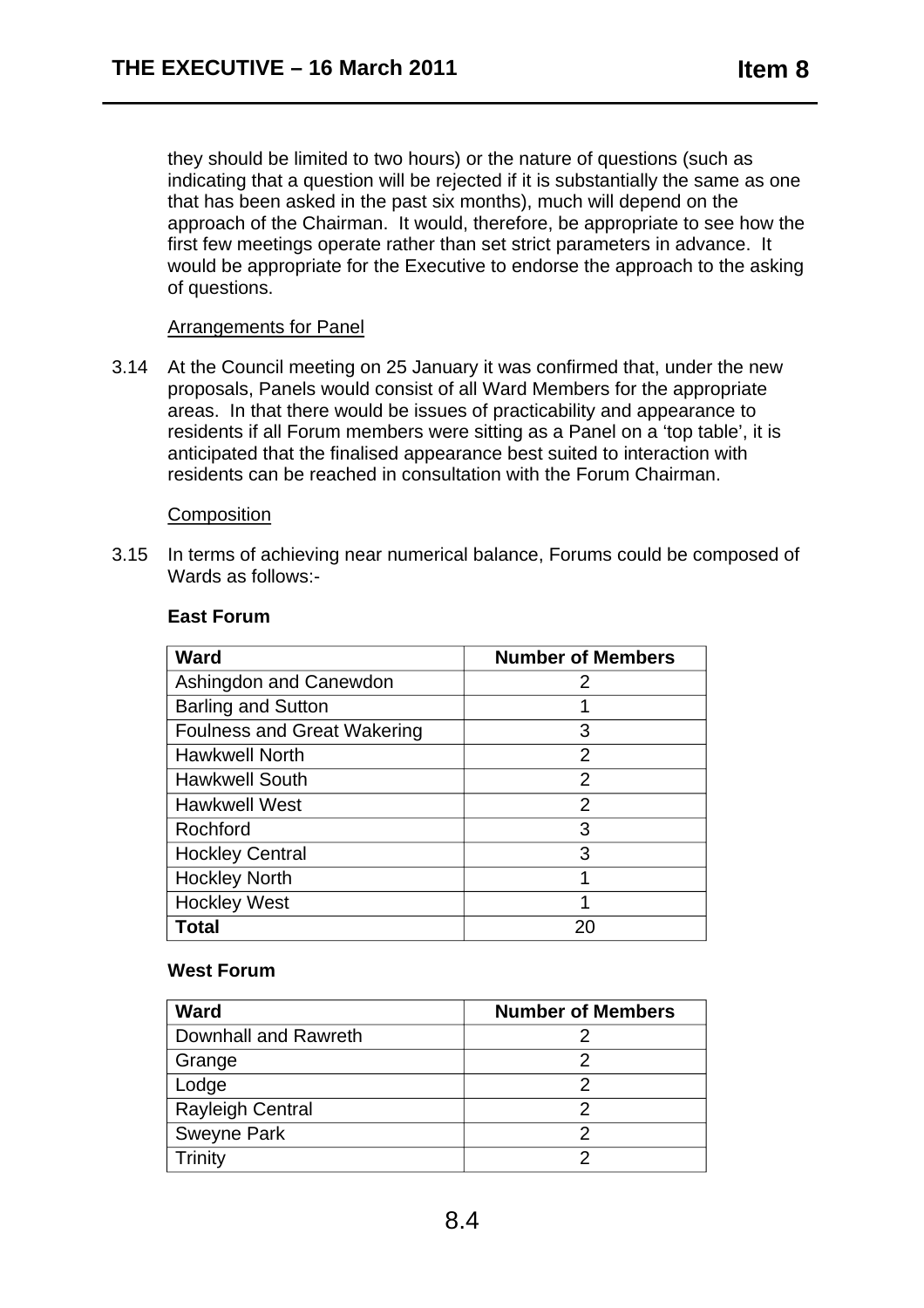they should be limited to two hours) or the nature of questions (such as indicating that a question will be rejected if it is substantially the same as one that has been asked in the past six months), much will depend on the approach of the Chairman. It would, therefore, be appropriate to see how the first few meetings operate rather than set strict parameters in advance. It would be appropriate for the Executive to endorse the approach to the asking of questions.

Arrangements for Panel

3.14 At the Council meeting on 25 January it was confirmed that, under the new proposals, Panels would consist of all Ward Members for the appropriate areas. In that there would be issues of practicability and appearance to residents if all Forum members were sitting as a Panel on a 'top table', it is anticipated that the finalised appearance best suited to interaction with residents can be reached in consultation with the Forum Chairman.

Composition

3.15 In terms of achieving near numerical balance, Forums could be composed of Wards as follows:-

**East Forum**

| Ward | Number of Members |
|---|---|
| Ashingdon and Canewdon | 2 |
| Barling and Sutton | 1 |
| Foulness and Great Wakering | 3 |
| Hawkwell North | 2 |
| Hawkwell South | 2 |
| Hawkwell West | 2 |
| Rochford | 3 |
| Hockley Central | 3 |
| Hockley North | 1 |
| Hockley West | 1 |
| **Total** | 20 |

**West Forum**

| Ward | Number of Members |
|---|---|
| Downhall and Rawreth | 2 |
| Grange | 2 |
| Lodge | 2 |
| Rayleigh Central | 2 |
| Sweyne Park | 2 |
| Trinity | 2 |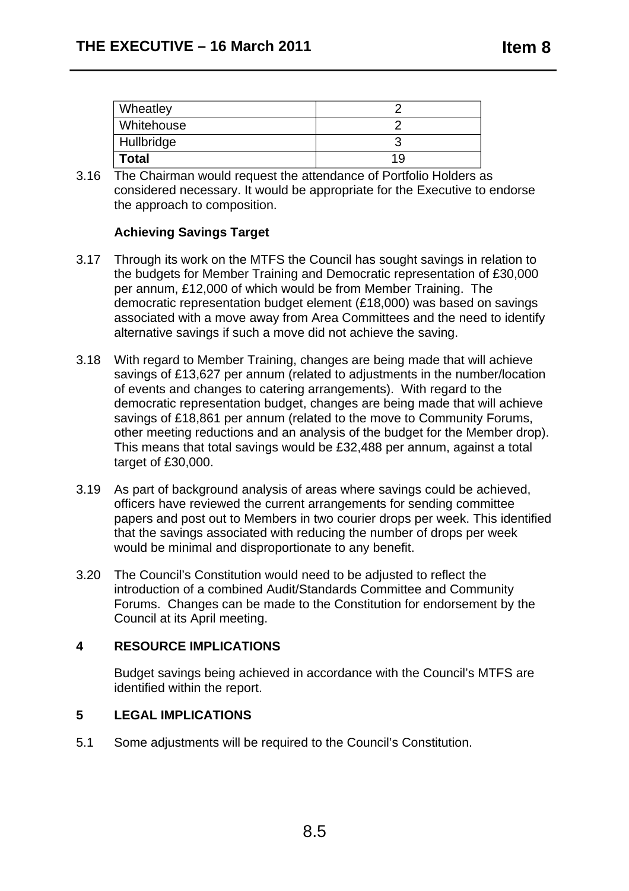| Wheatley | 2 |
|---|---|
| Whitehouse | 2 |
| Hullbridge | 3 |
| **Total** | 19 |

3.16 The Chairman would request the attendance of Portfolio Holders as considered necessary. It would be appropriate for the Executive to endorse the approach to composition.

**Achieving Savings Target**

3.17 Through its work on the MTFS the Council has sought savings in relation to the budgets for Member Training and Democratic representation of £30,000 per annum, £12,000 of which would be from Member Training. The democratic representation budget element (£18,000) was based on savings associated with a move away from Area Committees and the need to identify alternative savings if such a move did not achieve the saving.

3.18 With regard to Member Training, changes are being made that will achieve savings of £13,627 per annum (related to adjustments in the number/location of events and changes to catering arrangements). With regard to the democratic representation budget, changes are being made that will achieve savings of £18,861 per annum (related to the move to Community Forums, other meeting reductions and an analysis of the budget for the Member drop). This means that total savings would be £32,488 per annum, against a total target of £30,000.

3.19 As part of background analysis of areas where savings could be achieved, officers have reviewed the current arrangements for sending committee papers and post out to Members in two courier drops per week. This identified that the savings associated with reducing the number of drops per week would be minimal and disproportionate to any benefit.

3.20 The Council's Constitution would need to be adjusted to reflect the introduction of a combined Audit/Standards Committee and Community Forums. Changes can be made to the Constitution for endorsement by the Council at its April meeting.

## 4 RESOURCE IMPLICATIONS

Budget savings being achieved in accordance with the Council's MTFS are identified within the report.

## 5 LEGAL IMPLICATIONS

5.1 Some adjustments will be required to the Council's Constitution.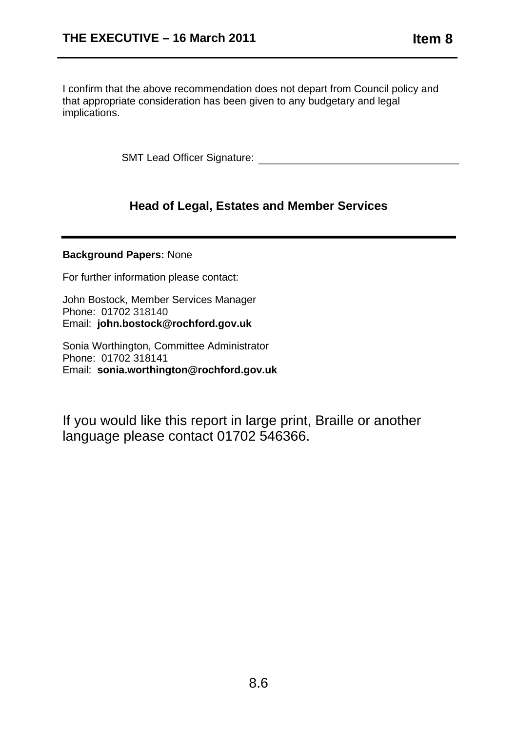I confirm that the above recommendation does not depart from Council policy and that appropriate consideration has been given to any budgetary and legal implications.

SMT Lead Officer Signature: ___________________________________

**Head of Legal, Estates and Member Services**

---

**Background Papers:** None

For further information please contact:

John Bostock, Member Services Manager
Phone: 01702 318140
Email: **john.bostock@rochford.gov.uk**

Sonia Worthington, Committee Administrator
Phone: 01702 318141
Email: **sonia.worthington@rochford.gov.uk**

If you would like this report in large print, Braille or another language please contact 01702 546366.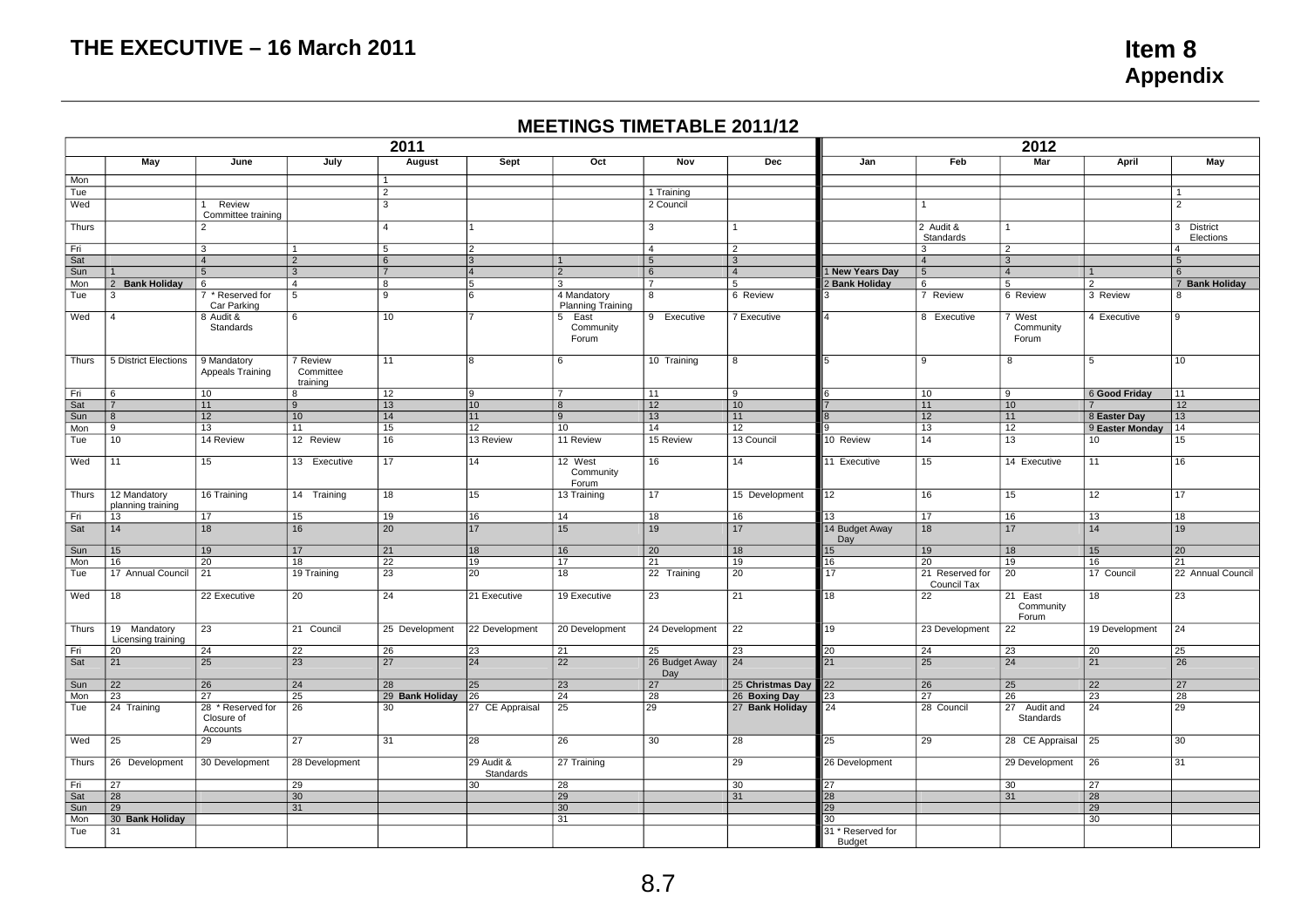# THE EXECUTIVE – 16 March 2011

**Item 8**
**Appendix**

## MEETINGS TIMETABLE 2011/12

| | 2011 | | | | | | | | 2012 | | | | |
|---|---|---|---|---|---|---|---|---|---|---|---|---|---|
| | **May** | **June** | **July** | **August** | **Sept** | **Oct** | **Nov** | **Dec** | **Jan** | **Feb** | **Mar** | **April** | **May** |
| Mon | | | | 1 | | | | | | | | | |
| Tue | | | | 2 | | | 1 Training | | | | | | 1 |
| Wed | | 1 Review Committee training | | 3 | | | 2 Council | | | 1 | | | 2 |
| Thurs | | 2 | | 4 | 1 | | 3 | 1 | | 2 Audit & Standards | 1 | | 3 District Elections |
| Fri | | 3 | 1 | 5 | 2 | | 4 | 2 | | 3 | 2 | | 4 |
| Sat | | 4 | 2 | 6 | 3 | 1 | 5 | 3 | | 4 | 3 | | 5 |
| Sun | 1 | 5 | 3 | 7 | 4 | 2 | 6 | 4 | 1 **New Years Day** | 5 | 4 | 1 | 6 |
| Mon | 2 **Bank Holiday** | 6 | 4 | 8 | 5 | 3 | 7 | 5 | 2 **Bank Holiday** | 6 | 5 | 2 | 7 **Bank Holiday** |
| Tue | 3 | 7 * Reserved for Car Parking | 5 | 9 | 6 | 4 Mandatory Planning Training | 8 | 6 Review | 3 | 7 Review | 6 Review | 3 Review | 8 |
| Wed | 4 | 8 Audit & Standards | 6 | 10 | 7 | 5 East Community Forum | 9 Executive | 7 Executive | 4 | 8 Executive | 7 West Community Forum | 4 Executive | 9 |
| Thurs | 5 District Elections | 9 Mandatory Appeals Training | 7 Review Committee training | 11 | 8 | 6 | 10 Training | 8 | 5 | 9 | 8 | 5 | 10 |
| Fri | 6 | 10 | 8 | 12 | 9 | 7 | 11 | 9 | 6 | 10 | 9 | 6 **Good Friday** | 11 |
| Sat | 7 | 11 | 9 | 13 | 10 | 8 | 12 | 10 | 7 | 11 | 10 | 7 | 12 |
| Sun | 8 | 12 | 10 | 14 | 11 | 9 | 13 | 11 | 8 | 12 | 11 | 8 **Easter Day** | 13 |
| Mon | 9 | 13 | 11 | 15 | 12 | 10 | 14 | 12 | 9 | 13 | 12 | 9 **Easter Monday** | 14 |
| Tue | 10 | 14 Review | 12 Review | 16 | 13 Review | 11 Review | 15 Review | 13 Council | 10 Review | 14 | 13 | 10 | 15 |
| Wed | 11 | 15 | 13 Executive | 17 | 14 | 12 West Community Forum | 16 | 14 | 11 Executive | 15 | 14 Executive | 11 | 16 |
| Thurs | 12 Mandatory planning training | 16 Training | 14 Training | 18 | 15 | 13 Training | 17 | 15 Development | 12 | 16 | 15 | 12 | 17 |
| Fri | 13 | 17 | 15 | 19 | 16 | 14 | 18 | 16 | 13 | 17 | 16 | 13 | 18 |
| Sat | 14 | 18 | 16 | 20 | 17 | 15 | 19 | 17 | 14 Budget Away Day | 18 | 17 | 14 | 19 |
| Sun | 15 | 19 | 17 | 21 | 18 | 16 | 20 | 18 | 15 | 19 | 18 | 15 | 20 |
| Mon | 16 | 20 | 18 | 22 | 19 | 17 | 21 | 19 | 16 | 20 | 19 | 16 | 21 |
| Tue | 17 Annual Council | 21 | 19 Training | 23 | 20 | 18 | 22 Training | 20 | 17 | 21 Reserved for Council Tax | 20 | 17 Council | 22 Annual Council |
| Wed | 18 | 22 Executive | 20 | 24 | 21 Executive | 19 Executive | 23 | 21 | 18 | 22 | 21 East Community Forum | 18 | 23 |
| Thurs | 19 Mandatory Licensing training | 23 | 21 Council | 25 Development | 22 Development | 20 Development | 24 Development | 22 | 19 | 23 Development | 22 | 19 Development | 24 |
| Fri | 20 | 24 | 22 | 26 | 23 | 21 | 25 | 23 | 20 | 24 | 23 | 20 | 25 |
| Sat | 21 | 25 | 23 | 27 | 24 | 22 | 26 Budget Away Day | 24 | 21 | 25 | 24 | 21 | 26 |
| Sun | 22 | 26 | 24 | 28 | 25 | 23 | 27 | 25 **Christmas Day** | 22 | 26 | 25 | 22 | 27 |
| Mon | 23 | 27 | 25 | 29 **Bank Holiday** | 26 | 24 | 28 | 26 **Boxing Day** | 23 | 27 | 26 | 23 | 28 |
| Tue | 24 Training | 28 * Reserved for Closure of Accounts | 26 | 30 | 27 CE Appraisal | 25 | 29 | 27 **Bank Holiday** | 24 | 28 Council | 27 Audit and Standards | 24 | 29 |
| Wed | 25 | 29 | 27 | 31 | 28 | 26 | 30 | 28 | 25 | 29 | 28 CE Appraisal | 25 | 30 |
| Thurs | 26 Development | 30 Development | 28 Development | | 29 Audit & Standards | 27 Training | | 29 | 26 Development | | 29 Development | 26 | 31 |
| Fri | 27 | | 29 | | 30 | 28 | | 30 | 27 | | 30 | 27 | |
| Sat | 28 | | 30 | | | 29 | | 31 | 28 | | 31 | 28 | |
| Sun | 29 | | 31 | | | 30 | | | 29 | | | 29 | |
| Mon | 30 **Bank Holiday** | | | | | 31 | | | 30 | | | 30 | |
| Tue | 31 | | | | | | | | 31 * Reserved for Budget | | | | |